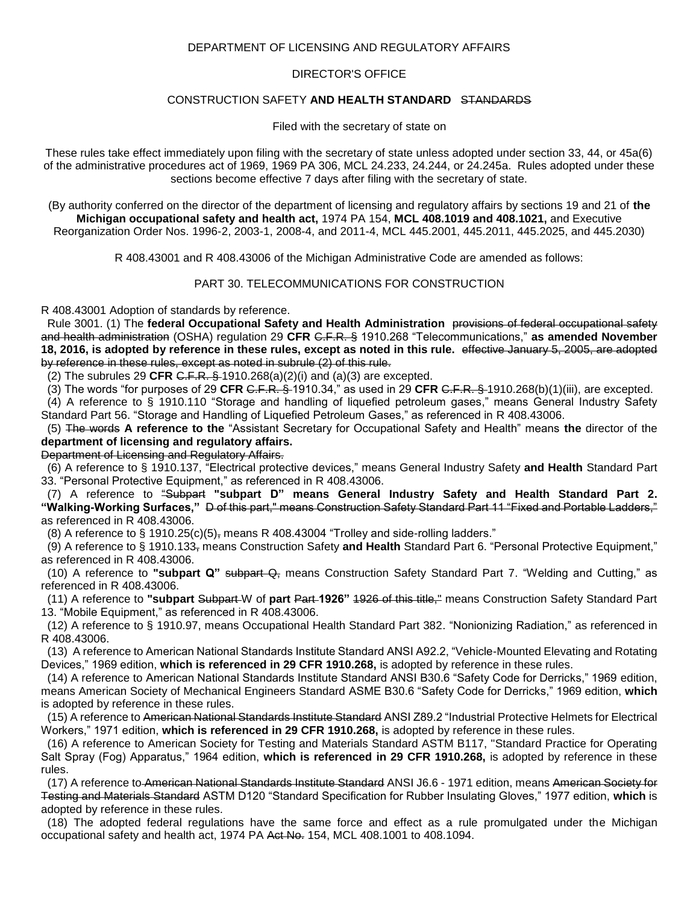DEPARTMENT OF LICENSING AND REGULATORY AFFAIRS

DIRECTOR'S OFFICE

CONSTRUCTION SAFETY **AND HEALTH STANDARD** ~~STANDARDS~~

Filed with the secretary of state on

These rules take effect immediately upon filing with the secretary of state unless adopted under section 33, 44, or 45a(6) of the administrative procedures act of 1969, 1969 PA 306, MCL 24.233, 24.244, or 24.245a. Rules adopted under these sections become effective 7 days after filing with the secretary of state.

(By authority conferred on the director of the department of licensing and regulatory affairs by sections 19 and 21 of **the Michigan occupational safety and health act,** 1974 PA 154, **MCL 408.1019 and 408.1021,** and Executive Reorganization Order Nos. 1996-2, 2003-1, 2008-4, and 2011-4, MCL 445.2001, 445.2011, 445.2025, and 445.2030)

R 408.43001 and R 408.43006 of the Michigan Administrative Code are amended as follows:

PART 30. TELECOMMUNICATIONS FOR CONSTRUCTION

R 408.43001 Adoption of standards by reference.

Rule 3001. (1) The **federal Occupational Safety and Health Administration** ~~provisions of federal occupational safety and health administration~~ (OSHA) regulation 29 **CFR** ~~C.F.R. §~~ 1910.268 "Telecommunications," **as amended November 18, 2016, is adopted by reference in these rules, except as noted in this rule.** ~~effective January 5, 2005, are adopted by reference in these rules, except as noted in subrule (2) of this rule.~~

(2) The subrules 29 **CFR** ~~C.F.R. §~~ 1910.268(a)(2)(i) and (a)(3) are excepted.

(3) The words "for purposes of 29 **CFR** ~~C.F.R. §~~ 1910.34," as used in 29 **CFR** ~~C.F.R. §~~ 1910.268(b)(1)(iii), are excepted.

(4) A reference to § 1910.110 "Storage and handling of liquefied petroleum gases," means General Industry Safety Standard Part 56. "Storage and Handling of Liquefied Petroleum Gases," as referenced in R 408.43006.

(5) ~~The words~~ **A reference to the** "Assistant Secretary for Occupational Safety and Health" means **the** director of the **department of licensing and regulatory affairs.** ~~Department of Licensing and Regulatory Affairs.~~

(6) A reference to § 1910.137, "Electrical protective devices," means General Industry Safety **and Health** Standard Part 33. "Personal Protective Equipment," as referenced in R 408.43006.

(7) A reference to ~~"Subpart~~ **"subpart D" means General Industry Safety and Health Standard Part 2. "Walking-Working Surfaces,"** ~~D of this part," means Construction Safety Standard Part 11 "Fixed and Portable Ladders,"~~ as referenced in R 408.43006.

(8) A reference to § 1910.25(c)(5)~~,~~ means R 408.43004 "Trolley and side-rolling ladders."

(9) A reference to § 1910.133~~,~~ means Construction Safety **and Health** Standard Part 6. "Personal Protective Equipment," as referenced in R 408.43006.

(10) A reference to **"subpart Q"** ~~subpart Q,~~ means Construction Safety Standard Part 7. "Welding and Cutting," as referenced in R 408.43006.

(11) A reference to **"subpart** ~~Subpart~~ W of **part** ~~Part~~ **1926"** ~~1926 of this title,"~~ means Construction Safety Standard Part 13. "Mobile Equipment," as referenced in R 408.43006.

(12) A reference to § 1910.97, means Occupational Health Standard Part 382. "Nonionizing Radiation," as referenced in R 408.43006.

(13) A reference to American National Standards Institute Standard ANSI A92.2, "Vehicle-Mounted Elevating and Rotating Devices," 1969 edition, **which is referenced in 29 CFR 1910.268,** is adopted by reference in these rules.

(14) A reference to American National Standards Institute Standard ANSI B30.6 "Safety Code for Derricks," 1969 edition, means American Society of Mechanical Engineers Standard ASME B30.6 "Safety Code for Derricks," 1969 edition, **which** is adopted by reference in these rules.

(15) A reference to ~~American National Standards Institute Standard~~ ANSI Z89.2 "Industrial Protective Helmets for Electrical Workers," 1971 edition, **which is referenced in 29 CFR 1910.268,** is adopted by reference in these rules.

(16) A reference to American Society for Testing and Materials Standard ASTM B117, "Standard Practice for Operating Salt Spray (Fog) Apparatus," 1964 edition, **which is referenced in 29 CFR 1910.268,** is adopted by reference in these rules.

(17) A reference to ~~American National Standards Institute Standard~~ ANSI J6.6 - 1971 edition, means ~~American Society for Testing and Materials Standard~~ ASTM D120 "Standard Specification for Rubber Insulating Gloves," 1977 edition, **which** is adopted by reference in these rules.

(18) The adopted federal regulations have the same force and effect as a rule promulgated under the Michigan occupational safety and health act, 1974 PA ~~Act No.~~ 154, MCL 408.1001 to 408.1094.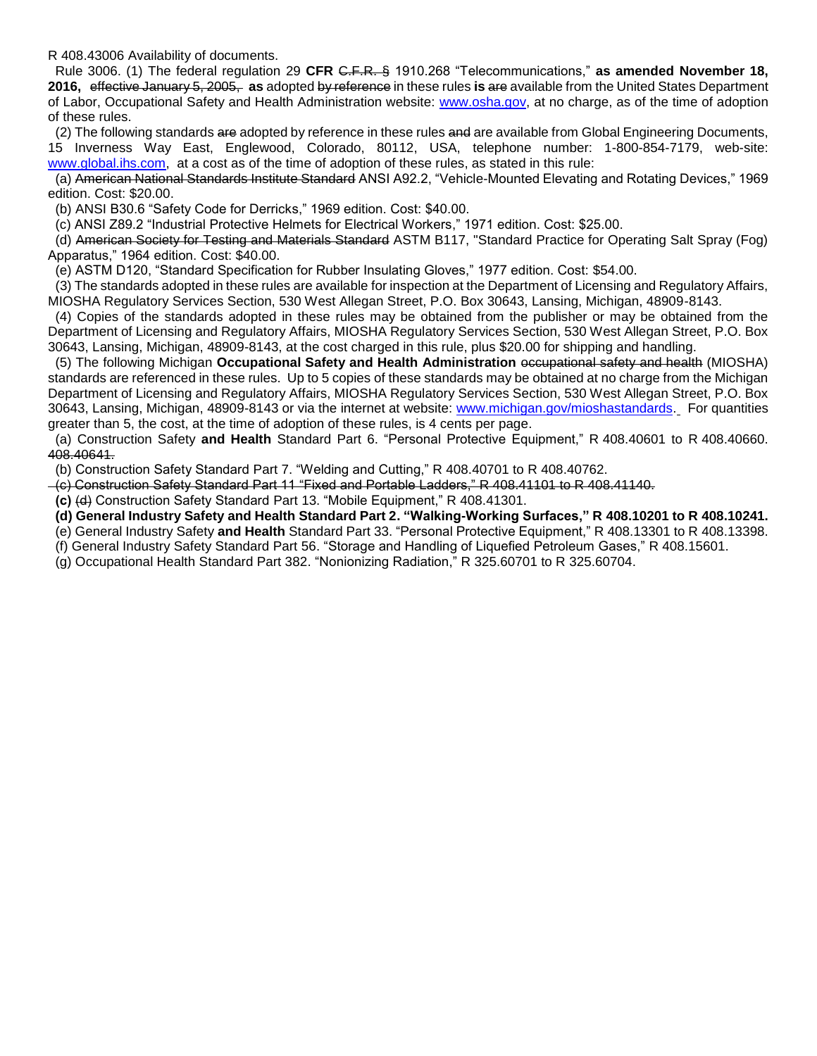R 408.43006 Availability of documents.

Rule 3006. (1) The federal regulation 29 **CFR** ~~C.F.R. §~~ 1910.268 "Telecommunications," **as amended November 18, 2016,** ~~effective January 5, 2005,~~ **as** adopted ~~by reference~~ in these rules **is** ~~are~~ available from the United States Department of Labor, Occupational Safety and Health Administration website: www.osha.gov, at no charge, as of the time of adoption of these rules.

(2) The following standards ~~are~~ adopted by reference in these rules ~~and~~ are available from Global Engineering Documents, 15 Inverness Way East, Englewood, Colorado, 80112, USA, telephone number: 1-800-854-7179, web-site: www.global.ihs.com, at a cost as of the time of adoption of these rules, as stated in this rule:

(a) ~~American National Standards Institute Standard~~ ANSI A92.2, "Vehicle-Mounted Elevating and Rotating Devices," 1969 edition. Cost: $20.00.

(b) ANSI B30.6 "Safety Code for Derricks," 1969 edition. Cost: $40.00.

(c) ANSI Z89.2 "Industrial Protective Helmets for Electrical Workers," 1971 edition. Cost: $25.00.

(d) ~~American Society for Testing and Materials Standard~~ ASTM B117, "Standard Practice for Operating Salt Spray (Fog) Apparatus," 1964 edition. Cost: $40.00.

(e) ASTM D120, "Standard Specification for Rubber Insulating Gloves," 1977 edition. Cost: $54.00.

(3) The standards adopted in these rules are available for inspection at the Department of Licensing and Regulatory Affairs, MIOSHA Regulatory Services Section, 530 West Allegan Street, P.O. Box 30643, Lansing, Michigan, 48909-8143.

(4) Copies of the standards adopted in these rules may be obtained from the publisher or may be obtained from the Department of Licensing and Regulatory Affairs, MIOSHA Regulatory Services Section, 530 West Allegan Street, P.O. Box 30643, Lansing, Michigan, 48909-8143, at the cost charged in this rule, plus $20.00 for shipping and handling.

(5) The following Michigan **Occupational Safety and Health Administration** ~~occupational safety and health~~ (MIOSHA) standards are referenced in these rules. Up to 5 copies of these standards may be obtained at no charge from the Michigan Department of Licensing and Regulatory Affairs, MIOSHA Regulatory Services Section, 530 West Allegan Street, P.O. Box 30643, Lansing, Michigan, 48909-8143 or via the internet at website: www.michigan.gov/mioshastandards. For quantities greater than 5, the cost, at the time of adoption of these rules, is 4 cents per page.

(a) Construction Safety **and Health** Standard Part 6. "Personal Protective Equipment," R 408.40601 to R 408.40660. ~~408.40641.~~

(b) Construction Safety Standard Part 7. "Welding and Cutting," R 408.40701 to R 408.40762.

~~(c) Construction Safety Standard Part 11 "Fixed and Portable Ladders," R 408.41101 to R 408.41140.~~

**(c)** ~~(d)~~ Construction Safety Standard Part 13. "Mobile Equipment," R 408.41301.

**(d) General Industry Safety and Health Standard Part 2. "Walking-Working Surfaces," R 408.10201 to R 408.10241.**

(e) General Industry Safety **and Health** Standard Part 33. "Personal Protective Equipment," R 408.13301 to R 408.13398.

(f) General Industry Safety Standard Part 56. "Storage and Handling of Liquefied Petroleum Gases," R 408.15601.

(g) Occupational Health Standard Part 382. "Nonionizing Radiation," R 325.60701 to R 325.60704.